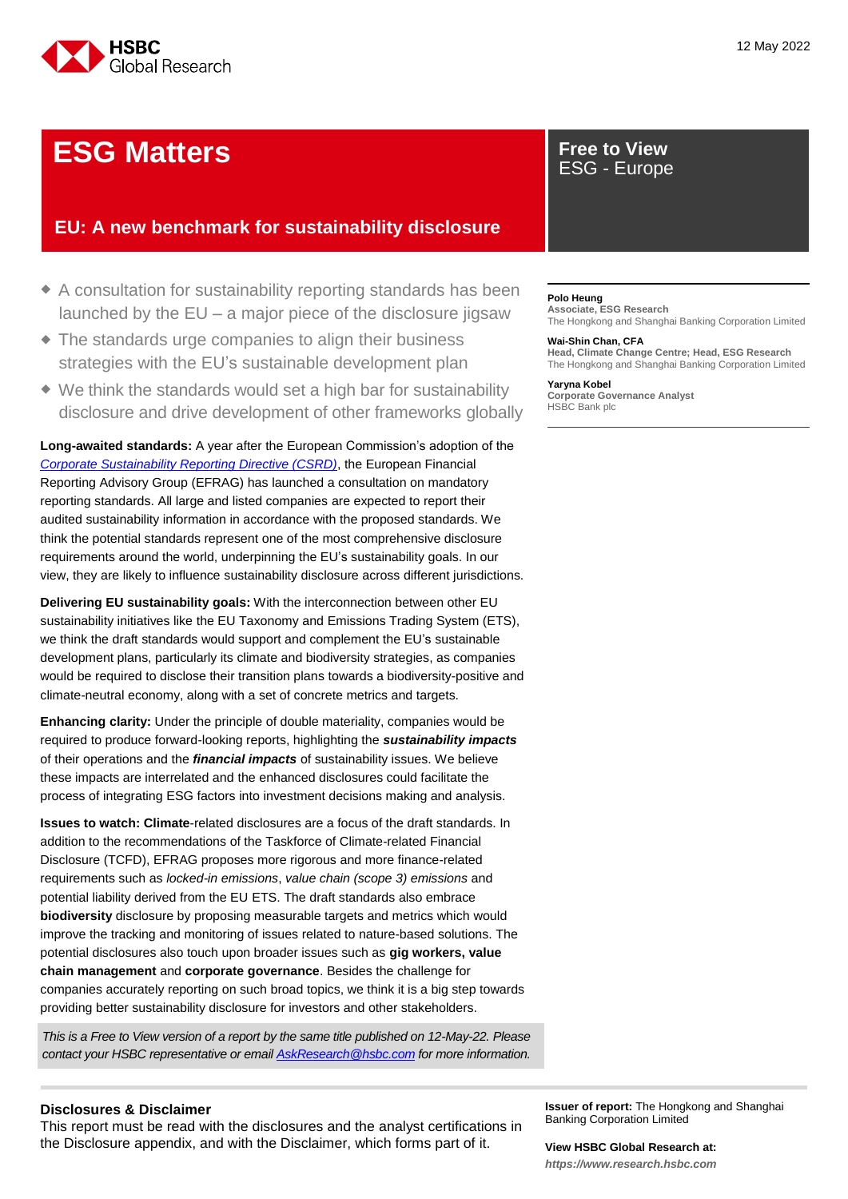HSBC Global Research

12 May 2022

# ESG Matters

## EU: A new benchmark for sustainability disclosure

**Free to View**
ESG - Europe

- A consultation for sustainability reporting standards has been launched by the EU – a major piece of the disclosure jigsaw
- The standards urge companies to align their business strategies with the EU's sustainable development plan
- We think the standards would set a high bar for sustainability disclosure and drive development of other frameworks globally

**Polo Heung**
Associate, ESG Research
The Hongkong and Shanghai Banking Corporation Limited

**Wai-Shin Chan, CFA**
Head, Climate Change Centre; Head, ESG Research
The Hongkong and Shanghai Banking Corporation Limited

**Yaryna Kobel**
Corporate Governance Analyst
HSBC Bank plc

**Long-awaited standards:** A year after the European Commission's adoption of the *Corporate Sustainability Reporting Directive (CSRD)*, the European Financial Reporting Advisory Group (EFRAG) has launched a consultation on mandatory reporting standards. All large and listed companies are expected to report their audited sustainability information in accordance with the proposed standards. We think the potential standards represent one of the most comprehensive disclosure requirements around the world, underpinning the EU's sustainability goals. In our view, they are likely to influence sustainability disclosure across different jurisdictions.

**Delivering EU sustainability goals:** With the interconnection between other EU sustainability initiatives like the EU Taxonomy and Emissions Trading System (ETS), we think the draft standards would support and complement the EU's sustainable development plans, particularly its climate and biodiversity strategies, as companies would be required to disclose their transition plans towards a biodiversity-positive and climate-neutral economy, along with a set of concrete metrics and targets.

**Enhancing clarity:** Under the principle of double materiality, companies would be required to produce forward-looking reports, highlighting the ***sustainability impacts*** of their operations and the ***financial impacts*** of sustainability issues. We believe these impacts are interrelated and the enhanced disclosures could facilitate the process of integrating ESG factors into investment decisions making and analysis.

**Issues to watch: Climate**-related disclosures are a focus of the draft standards. In addition to the recommendations of the Taskforce of Climate-related Financial Disclosure (TCFD), EFRAG proposes more rigorous and more finance-related requirements such as *locked-in emissions*, *value chain (scope 3) emissions* and potential liability derived from the EU ETS. The draft standards also embrace **biodiversity** disclosure by proposing measurable targets and metrics which would improve the tracking and monitoring of issues related to nature-based solutions. The potential disclosures also touch upon broader issues such as **gig workers, value chain management** and **corporate governance**. Besides the challenge for companies accurately reporting on such broad topics, we think it is a big step towards providing better sustainability disclosure for investors and other stakeholders.

*This is a Free to View version of a report by the same title published on 12-May-22. Please contact your HSBC representative or email AskResearch@hsbc.com for more information.*

**Disclosures & Disclaimer**
This report must be read with the disclosures and the analyst certifications in the Disclosure appendix, and with the Disclaimer, which forms part of it.

**Issuer of report:** The Hongkong and Shanghai Banking Corporation Limited

**View HSBC Global Research at:**
***https://www.research.hsbc.com***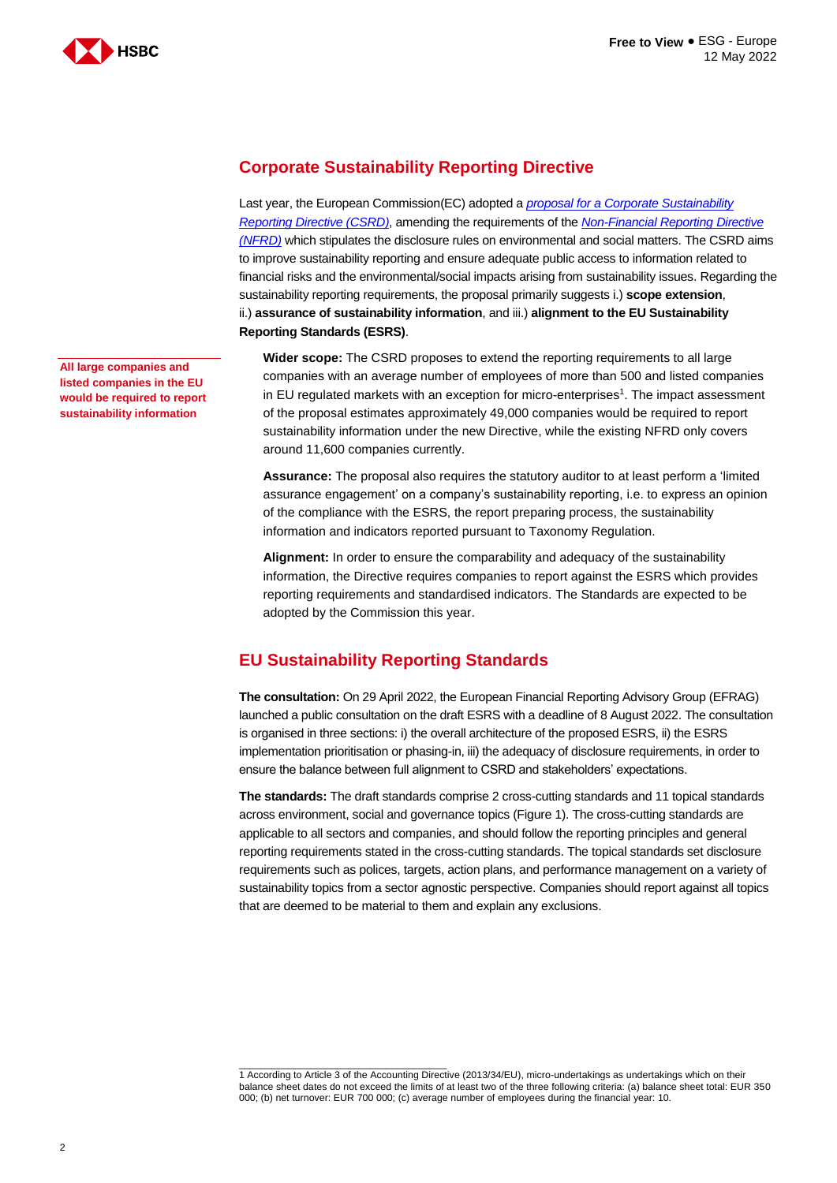## Corporate Sustainability Reporting Directive

Last year, the European Commission(EC) adopted a *proposal for a Corporate Sustainability Reporting Directive (CSRD)*, amending the requirements of the *Non-Financial Reporting Directive (NFRD)* which stipulates the disclosure rules on environmental and social matters. The CSRD aims to improve sustainability reporting and ensure adequate public access to information related to financial risks and the environmental/social impacts arising from sustainability issues. Regarding the sustainability reporting requirements, the proposal primarily suggests i.) **scope extension**, ii.) **assurance of sustainability information**, and iii.) **alignment to the EU Sustainability Reporting Standards (ESRS)**.

**All large companies and listed companies in the EU would be required to report sustainability information**

**Wider scope:** The CSRD proposes to extend the reporting requirements to all large companies with an average number of employees of more than 500 and listed companies in EU regulated markets with an exception for micro-enterprises[1]. The impact assessment of the proposal estimates approximately 49,000 companies would be required to report sustainability information under the new Directive, while the existing NFRD only covers around 11,600 companies currently.

**Assurance:** The proposal also requires the statutory auditor to at least perform a 'limited assurance engagement' on a company's sustainability reporting, i.e. to express an opinion of the compliance with the ESRS, the report preparing process, the sustainability information and indicators reported pursuant to Taxonomy Regulation.

**Alignment:** In order to ensure the comparability and adequacy of the sustainability information, the Directive requires companies to report against the ESRS which provides reporting requirements and standardised indicators. The Standards are expected to be adopted by the Commission this year.

## EU Sustainability Reporting Standards

**The consultation:** On 29 April 2022, the European Financial Reporting Advisory Group (EFRAG) launched a public consultation on the draft ESRS with a deadline of 8 August 2022. The consultation is organised in three sections: i) the overall architecture of the proposed ESRS, ii) the ESRS implementation prioritisation or phasing-in, iii) the adequacy of disclosure requirements, in order to ensure the balance between full alignment to CSRD and stakeholders' expectations.

**The standards:** The draft standards comprise 2 cross-cutting standards and 11 topical standards across environment, social and governance topics (Figure 1). The cross-cutting standards are applicable to all sectors and companies, and should follow the reporting principles and general reporting requirements stated in the cross-cutting standards. The topical standards set disclosure requirements such as polices, targets, action plans, and performance management on a variety of sustainability topics from a sector agnostic perspective. Companies should report against all topics that are deemed to be material to them and explain any exclusions.

---

1 According to Article 3 of the Accounting Directive (2013/34/EU), micro-undertakings as undertakings which on their balance sheet dates do not exceed the limits of at least two of the three following criteria: (a) balance sheet total: EUR 350 000; (b) net turnover: EUR 700 000; (c) average number of employees during the financial year: 10.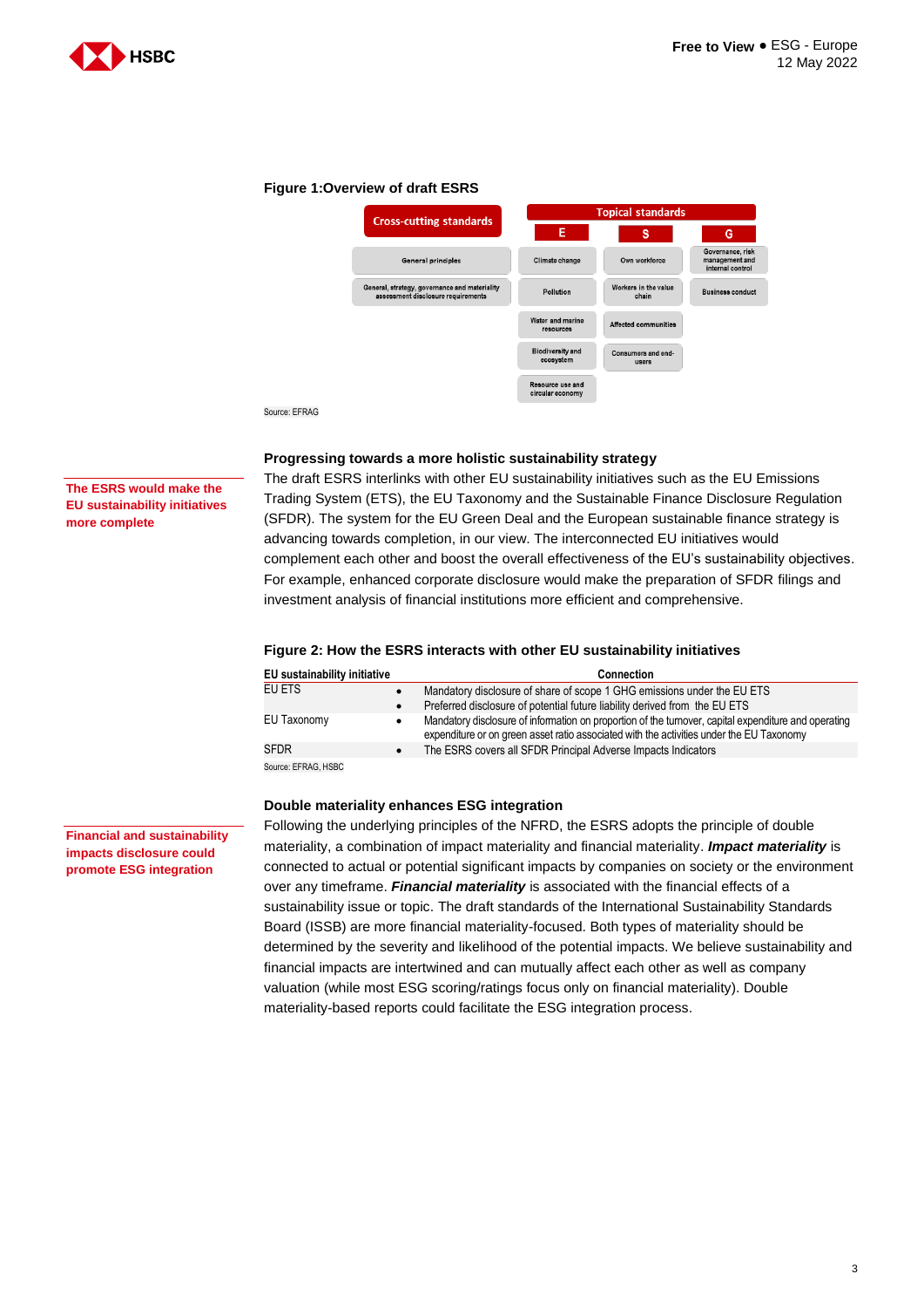**Figure 1:Overview of draft ESRS**

| Cross-cutting standards | Topical standards | | |
|---|---|---|---|
| | E | S | G |
| General principles | Climate change | Own workforce | Governance, risk management and internal control |
| General, strategy, governance and materiality assessment disclosure requirements | Pollution | Workers in the value chain | Business conduct |
| | Water and marine resources | Affected communities | |
| | Biodiversity and ecosystem | Consumers and end-users | |
| | Resource use and circular economy | | |

Source: EFRAG

**The ESRS would make the EU sustainability initiatives more complete**

### Progressing towards a more holistic sustainability strategy

The draft ESRS interlinks with other EU sustainability initiatives such as the EU Emissions Trading System (ETS), the EU Taxonomy and the Sustainable Finance Disclosure Regulation (SFDR). The system for the EU Green Deal and the European sustainable finance strategy is advancing towards completion, in our view. The interconnected EU initiatives would complement each other and boost the overall effectiveness of the EU's sustainability objectives. For example, enhanced corporate disclosure would make the preparation of SFDR filings and investment analysis of financial institutions more efficient and comprehensive.

**Figure 2: How the ESRS interacts with other EU sustainability initiatives**

| EU sustainability initiative | Connection |
|---|---|
| EU ETS | • Mandatory disclosure of share of scope 1 GHG emissions under the EU ETS<br>• Preferred disclosure of potential future liability derived from the EU ETS |
| EU Taxonomy | • Mandatory disclosure of information on proportion of the turnover, capital expenditure and operating expenditure or on green asset ratio associated with the activities under the EU Taxonomy |
| SFDR | • The ESRS covers all SFDR Principal Adverse Impacts Indicators |

Source: EFRAG, HSBC

**Financial and sustainability impacts disclosure could promote ESG integration**

### Double materiality enhances ESG integration

Following the underlying principles of the NFRD, the ESRS adopts the principle of double materiality, a combination of impact materiality and financial materiality. ***Impact materiality*** is connected to actual or potential significant impacts by companies on society or the environment over any timeframe. ***Financial materiality*** is associated with the financial effects of a sustainability issue or topic. The draft standards of the International Sustainability Standards Board (ISSB) are more financial materiality-focused. Both types of materiality should be determined by the severity and likelihood of the potential impacts. We believe sustainability and financial impacts are intertwined and can mutually affect each other as well as company valuation (while most ESG scoring/ratings focus only on financial materiality). Double materiality-based reports could facilitate the ESG integration process.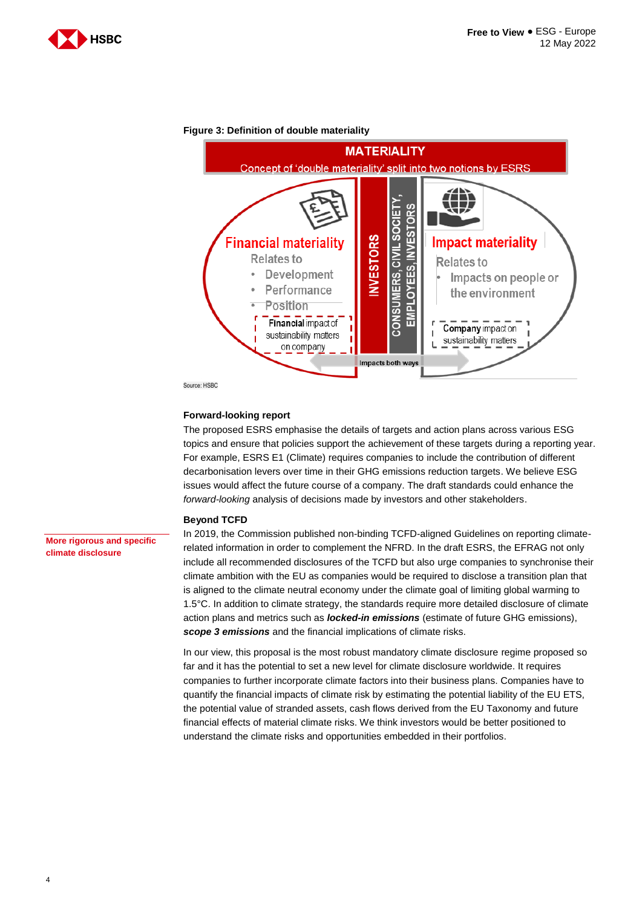**Figure 3: Definition of double materiality**

MATERIALITY

Concept of 'double materiality' split into two notions by ESRS

Financial materiality
Relates to
- Development
- Performance
- Position

Financial impact of sustainability matters on company

INVESTORS

CONSUMERS, CIVIL SOCIETY, EMPLOYEES, INVESTORS

Impact materiality
Relates to
- Impacts on people or the environment

Company impact on sustainability matters

Impacts both ways

Source: HSBC

**Forward-looking report**

The proposed ESRS emphasise the details of targets and action plans across various ESG topics and ensure that policies support the achievement of these targets during a reporting year. For example, ESRS E1 (Climate) requires companies to include the contribution of different decarbonisation levers over time in their GHG emissions reduction targets. We believe ESG issues would affect the future course of a company. The draft standards could enhance the *forward-looking* analysis of decisions made by investors and other stakeholders.

**Beyond TCFD**

More rigorous and specific climate disclosure

In 2019, the Commission published non-binding TCFD-aligned Guidelines on reporting climate-related information in order to complement the NFRD. In the draft ESRS, the EFRAG not only include all recommended disclosures of the TCFD but also urge companies to synchronise their climate ambition with the EU as companies would be required to disclose a transition plan that is aligned to the climate neutral economy under the climate goal of limiting global warming to 1.5°C. In addition to climate strategy, the standards require more detailed disclosure of climate action plans and metrics such as ***locked-in emissions*** (estimate of future GHG emissions), ***scope 3 emissions*** and the financial implications of climate risks.

In our view, this proposal is the most robust mandatory climate disclosure regime proposed so far and it has the potential to set a new level for climate disclosure worldwide. It requires companies to further incorporate climate factors into their business plans. Companies have to quantify the financial impacts of climate risk by estimating the potential liability of the EU ETS, the potential value of stranded assets, cash flows derived from the EU Taxonomy and future financial effects of material climate risks. We think investors would be better positioned to understand the climate risks and opportunities embedded in their portfolios.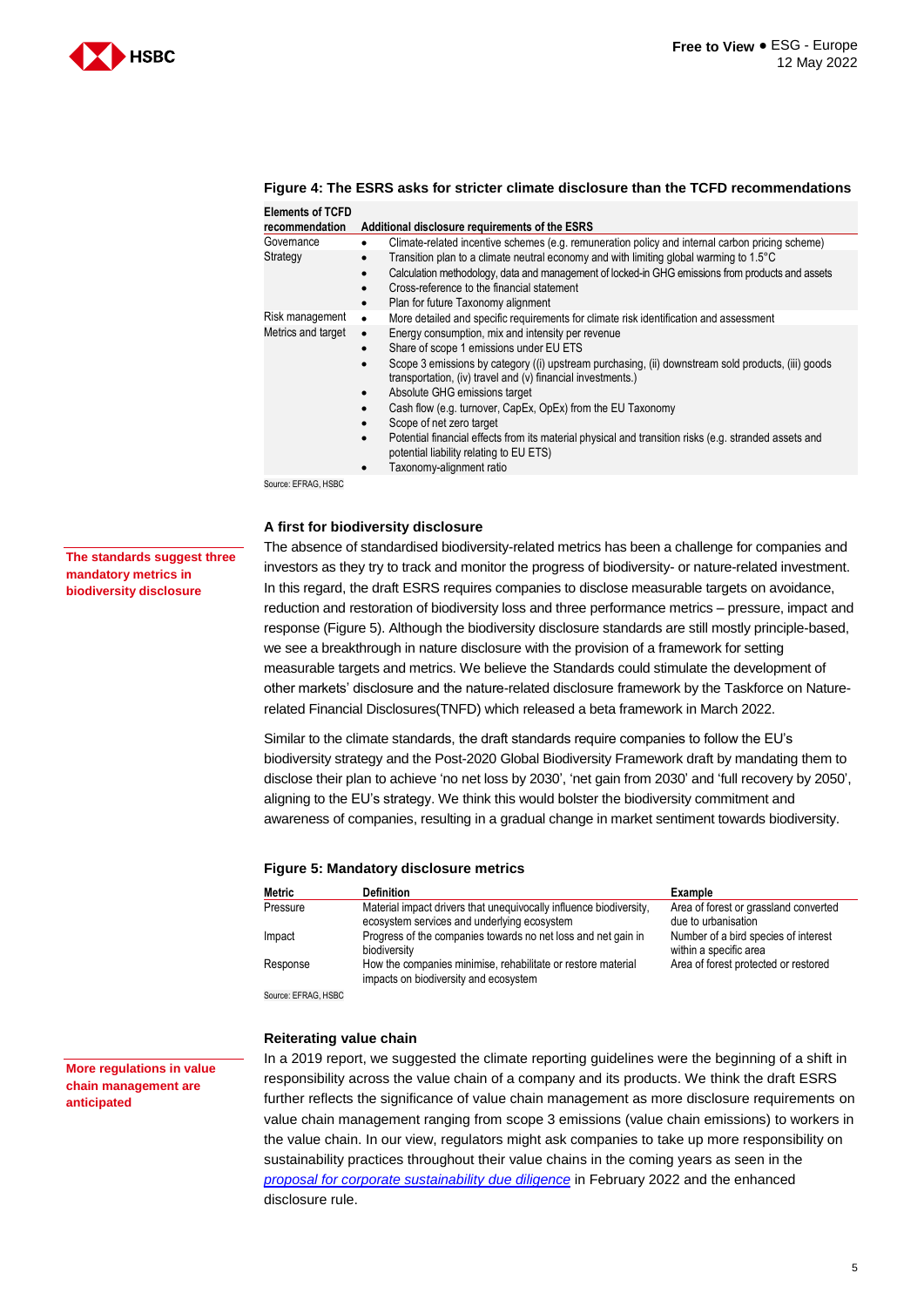**Figure 4: The ESRS asks for stricter climate disclosure than the TCFD recommendations**

| Elements of TCFD recommendation | Additional disclosure requirements of the ESRS |
|---|---|
| Governance | • Climate-related incentive schemes (e.g. remuneration policy and internal carbon pricing scheme) |
| Strategy | • Transition plan to a climate neutral economy and with limiting global warming to 1.5°C<br>• Calculation methodology, data and management of locked-in GHG emissions from products and assets<br>• Cross-reference to the financial statement<br>• Plan for future Taxonomy alignment |
| Risk management | • More detailed and specific requirements for climate risk identification and assessment |
| Metrics and target | • Energy consumption, mix and intensity per revenue<br>• Share of scope 1 emissions under EU ETS<br>• Scope 3 emissions by category ((i) upstream purchasing, (ii) downstream sold products, (iii) goods transportation, (iv) travel and (v) financial investments.)<br>• Absolute GHG emissions target<br>• Cash flow (e.g. turnover, CapEx, OpEx) from the EU Taxonomy<br>• Scope of net zero target<br>• Potential financial effects from its material physical and transition risks (e.g. stranded assets and potential liability relating to EU ETS)<br>• Taxonomy-alignment ratio |

Source: EFRAG, HSBC

### A first for biodiversity disclosure

**The standards suggest three mandatory metrics in biodiversity disclosure**

The absence of standardised biodiversity-related metrics has been a challenge for companies and investors as they try to track and monitor the progress of biodiversity- or nature-related investment. In this regard, the draft ESRS requires companies to disclose measurable targets on avoidance, reduction and restoration of biodiversity loss and three performance metrics – pressure, impact and response (Figure 5). Although the biodiversity disclosure standards are still mostly principle-based, we see a breakthrough in nature disclosure with the provision of a framework for setting measurable targets and metrics. We believe the Standards could stimulate the development of other markets' disclosure and the nature-related disclosure framework by the Taskforce on Nature-related Financial Disclosures(TNFD) which released a beta framework in March 2022.

Similar to the climate standards, the draft standards require companies to follow the EU's biodiversity strategy and the Post-2020 Global Biodiversity Framework draft by mandating them to disclose their plan to achieve 'no net loss by 2030', 'net gain from 2030' and 'full recovery by 2050', aligning to the EU's strategy. We think this would bolster the biodiversity commitment and awareness of companies, resulting in a gradual change in market sentiment towards biodiversity.

**Figure 5: Mandatory disclosure metrics**

| Metric | Definition | Example |
|---|---|---|
| Pressure | Material impact drivers that unequivocally influence biodiversity, ecosystem services and underlying ecosystem | Area of forest or grassland converted due to urbanisation |
| Impact | Progress of the companies towards no net loss and net gain in biodiversity | Number of a bird species of interest within a specific area |
| Response | How the companies minimise, rehabilitate or restore material impacts on biodiversity and ecosystem | Area of forest protected or restored |

Source: EFRAG, HSBC

### Reiterating value chain

**More regulations in value chain management are anticipated**

In a 2019 report, we suggested the climate reporting guidelines were the beginning of a shift in responsibility across the value chain of a company and its products. We think the draft ESRS further reflects the significance of value chain management as more disclosure requirements on value chain management ranging from scope 3 emissions (value chain emissions) to workers in the value chain. In our view, regulators might ask companies to take up more responsibility on sustainability practices throughout their value chains in the coming years as seen in the *proposal for corporate sustainability due diligence* in February 2022 and the enhanced disclosure rule.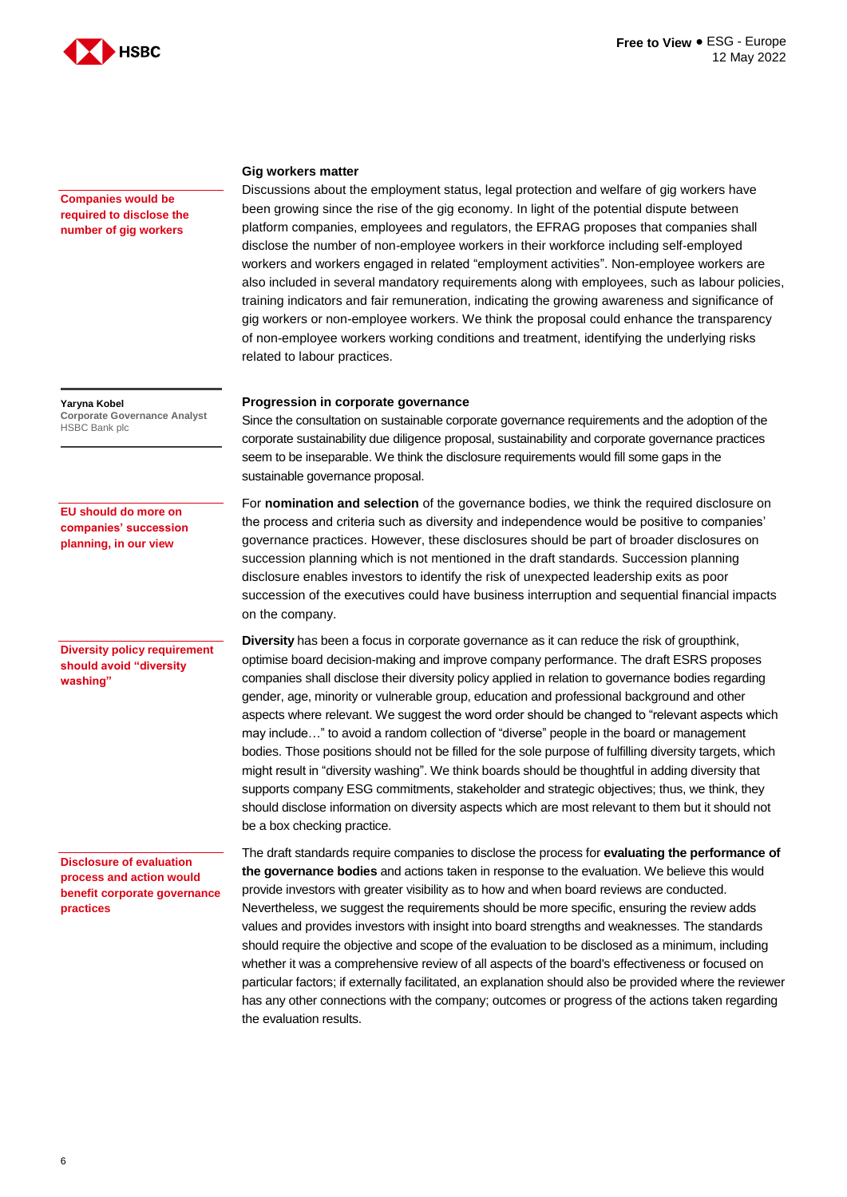## Gig workers matter

**Companies would be required to disclose the number of gig workers**

Discussions about the employment status, legal protection and welfare of gig workers have been growing since the rise of the gig economy. In light of the potential dispute between platform companies, employees and regulators, the EFRAG proposes that companies shall disclose the number of non-employee workers in their workforce including self-employed workers and workers engaged in related "employment activities". Non-employee workers are also included in several mandatory requirements along with employees, such as labour policies, training indicators and fair remuneration, indicating the growing awareness and significance of gig workers or non-employee workers. We think the proposal could enhance the transparency of non-employee workers working conditions and treatment, identifying the underlying risks related to labour practices.

**Yaryna Kobel**
Corporate Governance Analyst
HSBC Bank plc

## Progression in corporate governance

Since the consultation on sustainable corporate governance requirements and the adoption of the corporate sustainability due diligence proposal, sustainability and corporate governance practices seem to be inseparable. We think the disclosure requirements would fill some gaps in the sustainable governance proposal.

**EU should do more on companies' succession planning, in our view**

For **nomination and selection** of the governance bodies, we think the required disclosure on the process and criteria such as diversity and independence would be positive to companies' governance practices. However, these disclosures should be part of broader disclosures on succession planning which is not mentioned in the draft standards. Succession planning disclosure enables investors to identify the risk of unexpected leadership exits as poor succession of the executives could have business interruption and sequential financial impacts on the company.

**Diversity policy requirement should avoid "diversity washing"**

**Diversity** has been a focus in corporate governance as it can reduce the risk of groupthink, optimise board decision-making and improve company performance. The draft ESRS proposes companies shall disclose their diversity policy applied in relation to governance bodies regarding gender, age, minority or vulnerable group, education and professional background and other aspects where relevant. We suggest the word order should be changed to "relevant aspects which may include…" to avoid a random collection of "diverse" people in the board or management bodies. Those positions should not be filled for the sole purpose of fulfilling diversity targets, which might result in "diversity washing". We think boards should be thoughtful in adding diversity that supports company ESG commitments, stakeholder and strategic objectives; thus, we think, they should disclose information on diversity aspects which are most relevant to them but it should not be a box checking practice.

**Disclosure of evaluation process and action would benefit corporate governance practices**

The draft standards require companies to disclose the process for **evaluating the performance of the governance bodies** and actions taken in response to the evaluation. We believe this would provide investors with greater visibility as to how and when board reviews are conducted. Nevertheless, we suggest the requirements should be more specific, ensuring the review adds values and provides investors with insight into board strengths and weaknesses. The standards should require the objective and scope of the evaluation to be disclosed as a minimum, including whether it was a comprehensive review of all aspects of the board's effectiveness or focused on particular factors; if externally facilitated, an explanation should also be provided where the reviewer has any other connections with the company; outcomes or progress of the actions taken regarding the evaluation results.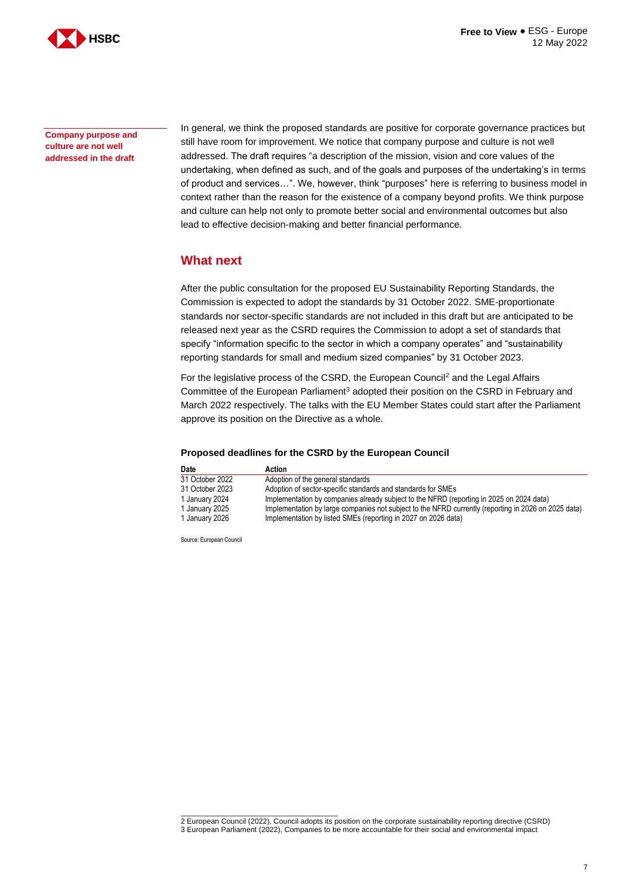**Company purpose and culture are not well addressed in the draft**

In general, we think the proposed standards are positive for corporate governance practices but still have room for improvement. We notice that company purpose and culture is not well addressed. The draft requires "a description of the mission, vision and core values of the undertaking, when defined as such, and of the goals and purposes of the undertaking's in terms of product and services…". We, however, think "purposes" here is referring to business model in context rather than the reason for the existence of a company beyond profits. We think purpose and culture can help not only to promote better social and environmental outcomes but also lead to effective decision-making and better financial performance.

## What next

After the public consultation for the proposed EU Sustainability Reporting Standards, the Commission is expected to adopt the standards by 31 October 2022. SME-proportionate standards nor sector-specific standards are not included in this draft but are anticipated to be released next year as the CSRD requires the Commission to adopt a set of standards that specify "information specific to the sector in which a company operates" and "sustainability reporting standards for small and medium sized companies" by 31 October 2023.

For the legislative process of the CSRD, the European Council[2] and the Legal Affairs Committee of the European Parliament[3] adopted their position on the CSRD in February and March 2022 respectively. The talks with the EU Member States could start after the Parliament approve its position on the Directive as a whole.

**Proposed deadlines for the CSRD by the European Council**

| Date | Action |
|---|---|
| 31 October 2022 | Adoption of the general standards |
| 31 October 2023 | Adoption of sector-specific standards and standards for SMEs |
| 1 January 2024 | Implementation by companies already subject to the NFRD (reporting in 2025 on 2024 data) |
| 1 January 2025 | Implementation by large companies not subject to the NFRD currently (reporting in 2026 on 2025 data) |
| 1 January 2026 | Implementation by listed SMEs (reporting in 2027 on 2026 data) |

Source: European Council

2 European Council (2022), Council adopts its position on the corporate sustainability reporting directive (CSRD)
3 European Parliament (2022), Companies to be more accountable for their social and environmental impact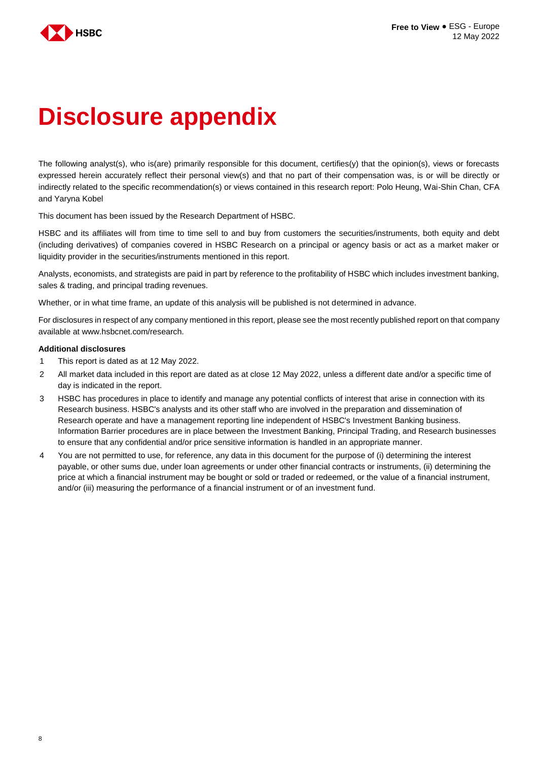# Disclosure appendix

The following analyst(s), who is(are) primarily responsible for this document, certifies(y) that the opinion(s), views or forecasts expressed herein accurately reflect their personal view(s) and that no part of their compensation was, is or will be directly or indirectly related to the specific recommendation(s) or views contained in this research report: Polo Heung, Wai-Shin Chan, CFA and Yaryna Kobel

This document has been issued by the Research Department of HSBC.

HSBC and its affiliates will from time to time sell to and buy from customers the securities/instruments, both equity and debt (including derivatives) of companies covered in HSBC Research on a principal or agency basis or act as a market maker or liquidity provider in the securities/instruments mentioned in this report.

Analysts, economists, and strategists are paid in part by reference to the profitability of HSBC which includes investment banking, sales & trading, and principal trading revenues.

Whether, or in what time frame, an update of this analysis will be published is not determined in advance.

For disclosures in respect of any company mentioned in this report, please see the most recently published report on that company available at www.hsbcnet.com/research.

**Additional disclosures**

1. This report is dated as at 12 May 2022.
2. All market data included in this report are dated as at close 12 May 2022, unless a different date and/or a specific time of day is indicated in the report.
3. HSBC has procedures in place to identify and manage any potential conflicts of interest that arise in connection with its Research business. HSBC's analysts and its other staff who are involved in the preparation and dissemination of Research operate and have a management reporting line independent of HSBC's Investment Banking business. Information Barrier procedures are in place between the Investment Banking, Principal Trading, and Research businesses to ensure that any confidential and/or price sensitive information is handled in an appropriate manner.
4. You are not permitted to use, for reference, any data in this document for the purpose of (i) determining the interest payable, or other sums due, under loan agreements or under other financial contracts or instruments, (ii) determining the price at which a financial instrument may be bought or sold or traded or redeemed, or the value of a financial instrument, and/or (iii) measuring the performance of a financial instrument or of an investment fund.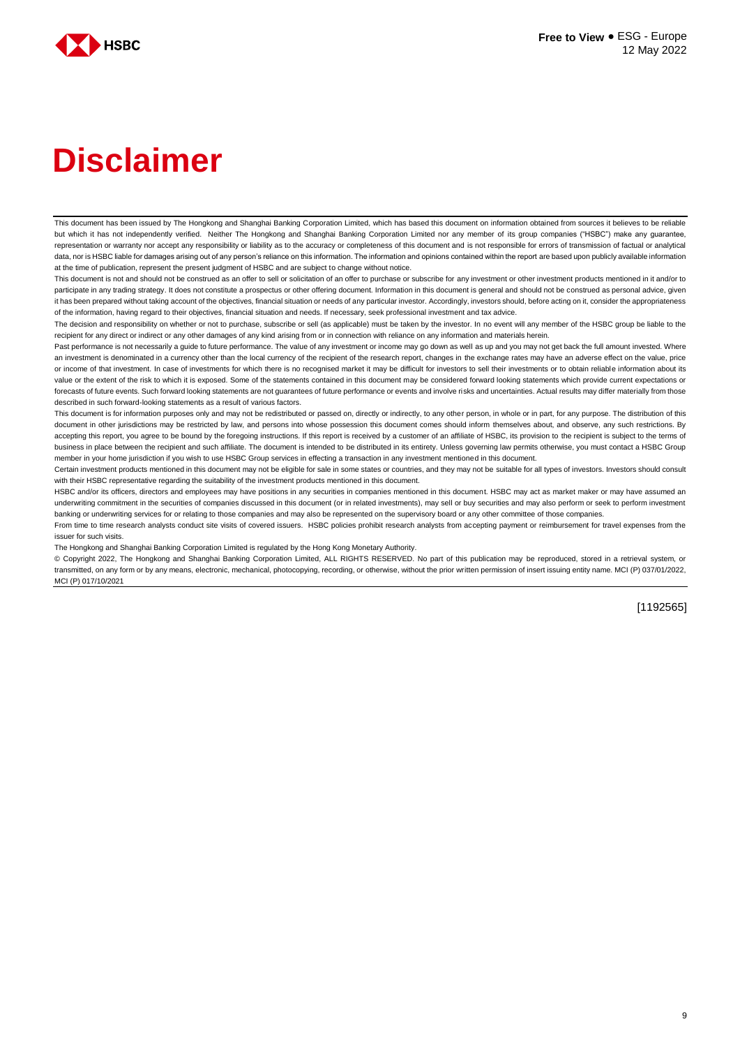# Disclaimer

This document has been issued by The Hongkong and Shanghai Banking Corporation Limited, which has based this document on information obtained from sources it believes to be reliable but which it has not independently verified. Neither The Hongkong and Shanghai Banking Corporation Limited nor any member of its group companies ("HSBC") make any guarantee, representation or warranty nor accept any responsibility or liability as to the accuracy or completeness of this document and is not responsible for errors of transmission of factual or analytical data, nor is HSBC liable for damages arising out of any person's reliance on this information. The information and opinions contained within the report are based upon publicly available information at the time of publication, represent the present judgment of HSBC and are subject to change without notice.

This document is not and should not be construed as an offer to sell or solicitation of an offer to purchase or subscribe for any investment or other investment products mentioned in it and/or to participate in any trading strategy. It does not constitute a prospectus or other offering document. Information in this document is general and should not be construed as personal advice, given it has been prepared without taking account of the objectives, financial situation or needs of any particular investor. Accordingly, investors should, before acting on it, consider the appropriateness of the information, having regard to their objectives, financial situation and needs. If necessary, seek professional investment and tax advice.

The decision and responsibility on whether or not to purchase, subscribe or sell (as applicable) must be taken by the investor. In no event will any member of the HSBC group be liable to the recipient for any direct or indirect or any other damages of any kind arising from or in connection with reliance on any information and materials herein.

Past performance is not necessarily a guide to future performance. The value of any investment or income may go down as well as up and you may not get back the full amount invested. Where an investment is denominated in a currency other than the local currency of the recipient of the research report, changes in the exchange rates may have an adverse effect on the value, price or income of that investment. In case of investments for which there is no recognised market it may be difficult for investors to sell their investments or to obtain reliable information about its value or the extent of the risk to which it is exposed. Some of the statements contained in this document may be considered forward looking statements which provide current expectations or forecasts of future events. Such forward looking statements are not guarantees of future performance or events and involve risks and uncertainties. Actual results may differ materially from those described in such forward-looking statements as a result of various factors.

This document is for information purposes only and may not be redistributed or passed on, directly or indirectly, to any other person, in whole or in part, for any purpose. The distribution of this document in other jurisdictions may be restricted by law, and persons into whose possession this document comes should inform themselves about, and observe, any such restrictions. By accepting this report, you agree to be bound by the foregoing instructions. If this report is received by a customer of an affiliate of HSBC, its provision to the recipient is subject to the terms of business in place between the recipient and such affiliate. The document is intended to be distributed in its entirety. Unless governing law permits otherwise, you must contact a HSBC Group member in your home jurisdiction if you wish to use HSBC Group services in effecting a transaction in any investment mentioned in this document.

Certain investment products mentioned in this document may not be eligible for sale in some states or countries, and they may not be suitable for all types of investors. Investors should consult with their HSBC representative regarding the suitability of the investment products mentioned in this document.

HSBC and/or its officers, directors and employees may have positions in any securities in companies mentioned in this document. HSBC may act as market maker or may have assumed an underwriting commitment in the securities of companies discussed in this document (or in related investments), may sell or buy securities and may also perform or seek to perform investment banking or underwriting services for or relating to those companies and may also be represented on the supervisory board or any other committee of those companies.

From time to time research analysts conduct site visits of covered issuers. HSBC policies prohibit research analysts from accepting payment or reimbursement for travel expenses from the issuer for such visits.

The Hongkong and Shanghai Banking Corporation Limited is regulated by the Hong Kong Monetary Authority.

© Copyright 2022, The Hongkong and Shanghai Banking Corporation Limited, ALL RIGHTS RESERVED. No part of this publication may be reproduced, stored in a retrieval system, or transmitted, on any form or by any means, electronic, mechanical, photocopying, recording, or otherwise, without the prior written permission of insert issuing entity name. MCI (P) 037/01/2022, MCI (P) 017/10/2021

[1192565]